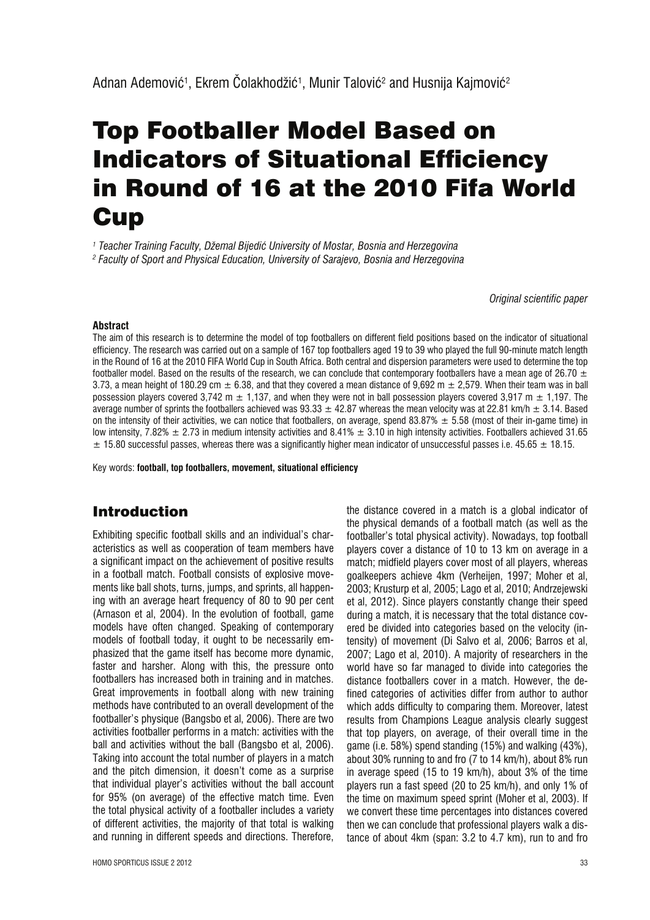Adnan Ademović[1], Ekrem Čolakhodžić[1], Munir Talović[2] and Husnija Kajmović[2]

# Top Footballer Model Based on Indicators of Situational Efficiency in Round of 16 at the 2010 Fifa World Cup

*[1] Teacher Training Faculty, Džemal Bijedić University of Mostar, Bosnia and Herzegovina*
*[2] Faculty of Sport and Physical Education, University of Sarajevo, Bosnia and Herzegovina*

*Original scientific paper*

#### Abstract

The aim of this research is to determine the model of top footballers on different field positions based on the indicator of situational efficiency. The research was carried out on a sample of 167 top footballers aged 19 to 39 who played the full 90-minute match length in the Round of 16 at the 2010 FIFA World Cup in South Africa. Both central and dispersion parameters were used to determine the top footballer model. Based on the results of the research, we can conclude that contemporary footballers have a mean age of 26.70 ± 3.73, a mean height of 180.29 cm ± 6.38, and that they covered a mean distance of 9,692 m ± 2,579. When their team was in ball possession players covered 3,742 m ± 1,137, and when they were not in ball possession players covered 3,917 m ± 1,197. The average number of sprints the footballers achieved was 93.33 ± 42.87 whereas the mean velocity was at 22.81 km/h ± 3.14. Based on the intensity of their activities, we can notice that footballers, on average, spend 83.87% ± 5.58 (most of their in-game time) in low intensity, 7.82% ± 2.73 in medium intensity activities and 8.41% ± 3.10 in high intensity activities. Footballers achieved 31.65 ± 15.80 successful passes, whereas there was a significantly higher mean indicator of unsuccessful passes i.e. 45.65 ± 18.15.

Key words: **football, top footballers, movement, situational efficiency**

## Introduction

Exhibiting specific football skills and an individual's characteristics as well as cooperation of team members have a significant impact on the achievement of positive results in a football match. Football consists of explosive movements like ball shots, turns, jumps, and sprints, all happening with an average heart frequency of 80 to 90 per cent (Arnason et al, 2004). In the evolution of football, game models have often changed. Speaking of contemporary models of football today, it ought to be necessarily emphasized that the game itself has become more dynamic, faster and harsher. Along with this, the pressure onto footballers has increased both in training and in matches. Great improvements in football along with new training methods have contributed to an overall development of the footballer's physique (Bangsbo et al, 2006). There are two activities footballer performs in a match: activities with the ball and activities without the ball (Bangsbo et al, 2006). Taking into account the total number of players in a match and the pitch dimension, it doesn't come as a surprise that individual player's activities without the ball account for 95% (on average) of the effective match time. Even the total physical activity of a footballer includes a variety of different activities, the majority of that total is walking and running in different speeds and directions. Therefore, the distance covered in a match is a global indicator of the physical demands of a football match (as well as the footballer's total physical activity). Nowadays, top football players cover a distance of 10 to 13 km on average in a match; midfield players cover most of all players, whereas goalkeepers achieve 4km (Verheijen, 1997; Moher et al, 2003; Krusturp et al, 2005; Lago et al, 2010; Andrzejewski et al, 2012). Since players constantly change their speed during a match, it is necessary that the total distance covered be divided into categories based on the velocity (intensity) of movement (Di Salvo et al, 2006; Barros et al, 2007; Lago et al, 2010). A majority of researchers in the world have so far managed to divide into categories the distance footballers cover in a match. However, the defined categories of activities differ from author to author which adds difficulty to comparing them. Moreover, latest results from Champions League analysis clearly suggest that top players, on average, of their overall time in the game (i.e. 58%) spend standing (15%) and walking (43%), about 30% running to and fro (7 to 14 km/h), about 8% run in average speed (15 to 19 km/h), about 3% of the time players run a fast speed (20 to 25 km/h), and only 1% of the time on maximum speed sprint (Moher et al, 2003). If we convert these time percentages into distances covered then we can conclude that professional players walk a distance of about 4km (span: 3.2 to 4.7 km), run to and fro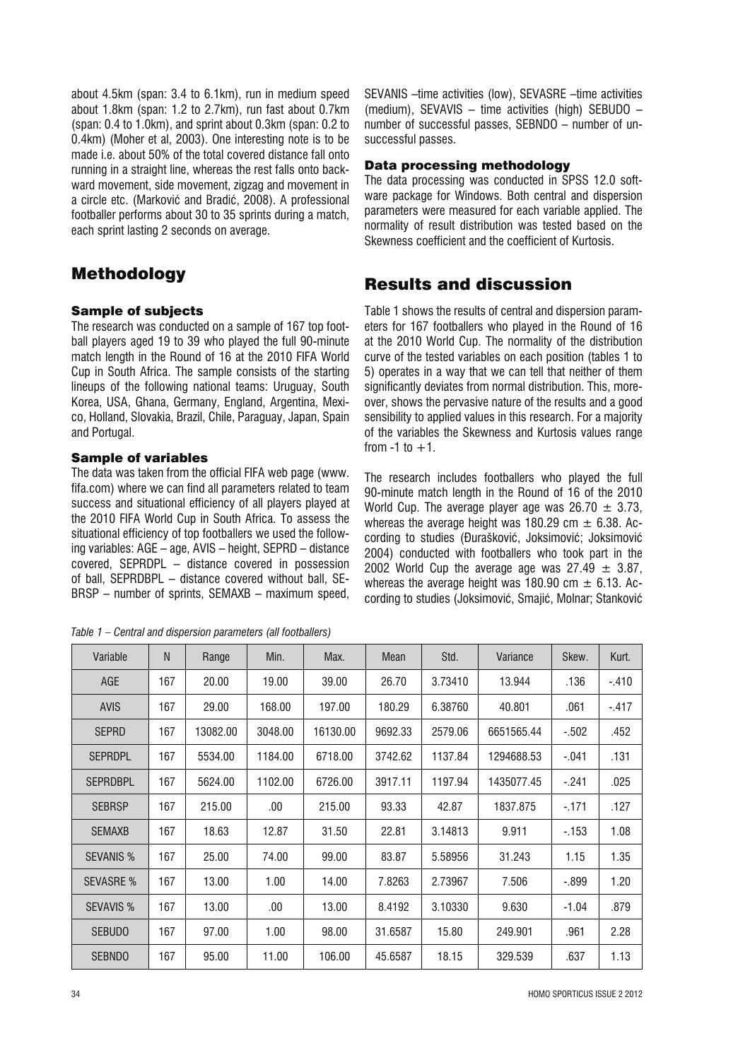about 4.5km (span: 3.4 to 6.1km), run in medium speed about 1.8km (span: 1.2 to 2.7km), run fast about 0.7km (span: 0.4 to 1.0km), and sprint about 0.3km (span: 0.2 to 0.4km) (Moher et al, 2003). One interesting note is to be made i.e. about 50% of the total covered distance fall onto running in a straight line, whereas the rest falls onto backward movement, side movement, zigzag and movement in a circle etc. (Marković and Bradić, 2008). A professional footballer performs about 30 to 35 sprints during a match, each sprint lasting 2 seconds on average.

# Methodology

### Sample of subjects

The research was conducted on a sample of 167 top football players aged 19 to 39 who played the full 90-minute match length in the Round of 16 at the 2010 FIFA World Cup in South Africa. The sample consists of the starting lineups of the following national teams: Uruguay, South Korea, USA, Ghana, Germany, England, Argentina, Mexico, Holland, Slovakia, Brazil, Chile, Paraguay, Japan, Spain and Portugal.

### Sample of variables

The data was taken from the official FIFA web page (www.fifa.com) where we can find all parameters related to team success and situational efficiency of all players played at the 2010 FIFA World Cup in South Africa. To assess the situational efficiency of top footballers we used the following variables: AGE – age, AVIS – height, SEPRD – distance covered, SEPRDPL – distance covered in possession of ball, SEPRDBPL – distance covered without ball, SEBRSP – number of sprints, SEMAXB – maximum speed, SEVANIS –time activities (low), SEVASRE –time activities (medium), SEVAVIS – time activities (high) SEBUDO – number of successful passes, SEBNDO – number of unsuccessful passes.

### Data processing methodology

The data processing was conducted in SPSS 12.0 software package for Windows. Both central and dispersion parameters were measured for each variable applied. The normality of result distribution was tested based on the Skewness coefficient and the coefficient of Kurtosis.

# Results and discussion

Table 1 shows the results of central and dispersion parameters for 167 footballers who played in the Round of 16 at the 2010 World Cup. The normality of the distribution curve of the tested variables on each position (tables 1 to 5) operates in a way that we can tell that neither of them significantly deviates from normal distribution. This, moreover, shows the pervasive nature of the results and a good sensibility to applied values in this research. For a majority of the variables the Skewness and Kurtosis values range from -1 to +1.

The research includes footballers who played the full 90-minute match length in the Round of 16 of the 2010 World Cup. The average player age was 26.70 ± 3.73, whereas the average height was 180.29 cm ± 6.38. According to studies (Đurašković, Joksimović; Joksimović 2004) conducted with footballers who took part in the 2002 World Cup the average age was 27.49 ± 3.87, whereas the average height was 180.90 cm ± 6.13. According to studies (Joksimović, Smajić, Molnar; Stanković

*Table 1 – Central and dispersion parameters (all footballers)*

| Variable | N | Range | Min. | Max. | Mean | Std. | Variance | Skew. | Kurt. |
|---|---|---|---|---|---|---|---|---|---|
| AGE | 167 | 20.00 | 19.00 | 39.00 | 26.70 | 3.73410 | 13.944 | .136 | -.410 |
| AVIS | 167 | 29.00 | 168.00 | 197.00 | 180.29 | 6.38760 | 40.801 | .061 | -.417 |
| SEPRD | 167 | 13082.00 | 3048.00 | 16130.00 | 9692.33 | 2579.06 | 6651565.44 | -.502 | .452 |
| SEPRDPL | 167 | 5534.00 | 1184.00 | 6718.00 | 3742.62 | 1137.84 | 1294688.53 | -.041 | .131 |
| SEPRDBPL | 167 | 5624.00 | 1102.00 | 6726.00 | 3917.11 | 1197.94 | 1435077.45 | -.241 | .025 |
| SEBRSP | 167 | 215.00 | .00 | 215.00 | 93.33 | 42.87 | 1837.875 | -.171 | .127 |
| SEMAXB | 167 | 18.63 | 12.87 | 31.50 | 22.81 | 3.14813 | 9.911 | -.153 | 1.08 |
| SEVANIS % | 167 | 25.00 | 74.00 | 99.00 | 83.87 | 5.58956 | 31.243 | 1.15 | 1.35 |
| SEVASRE % | 167 | 13.00 | 1.00 | 14.00 | 7.8263 | 2.73967 | 7.506 | -.899 | 1.20 |
| SEVAVIS % | 167 | 13.00 | .00 | 13.00 | 8.4192 | 3.10330 | 9.630 | -1.04 | .879 |
| SEBUDO | 167 | 97.00 | 1.00 | 98.00 | 31.6587 | 15.80 | 249.901 | .961 | 2.28 |
| SEBNDO | 167 | 95.00 | 11.00 | 106.00 | 45.6587 | 18.15 | 329.539 | .637 | 1.13 |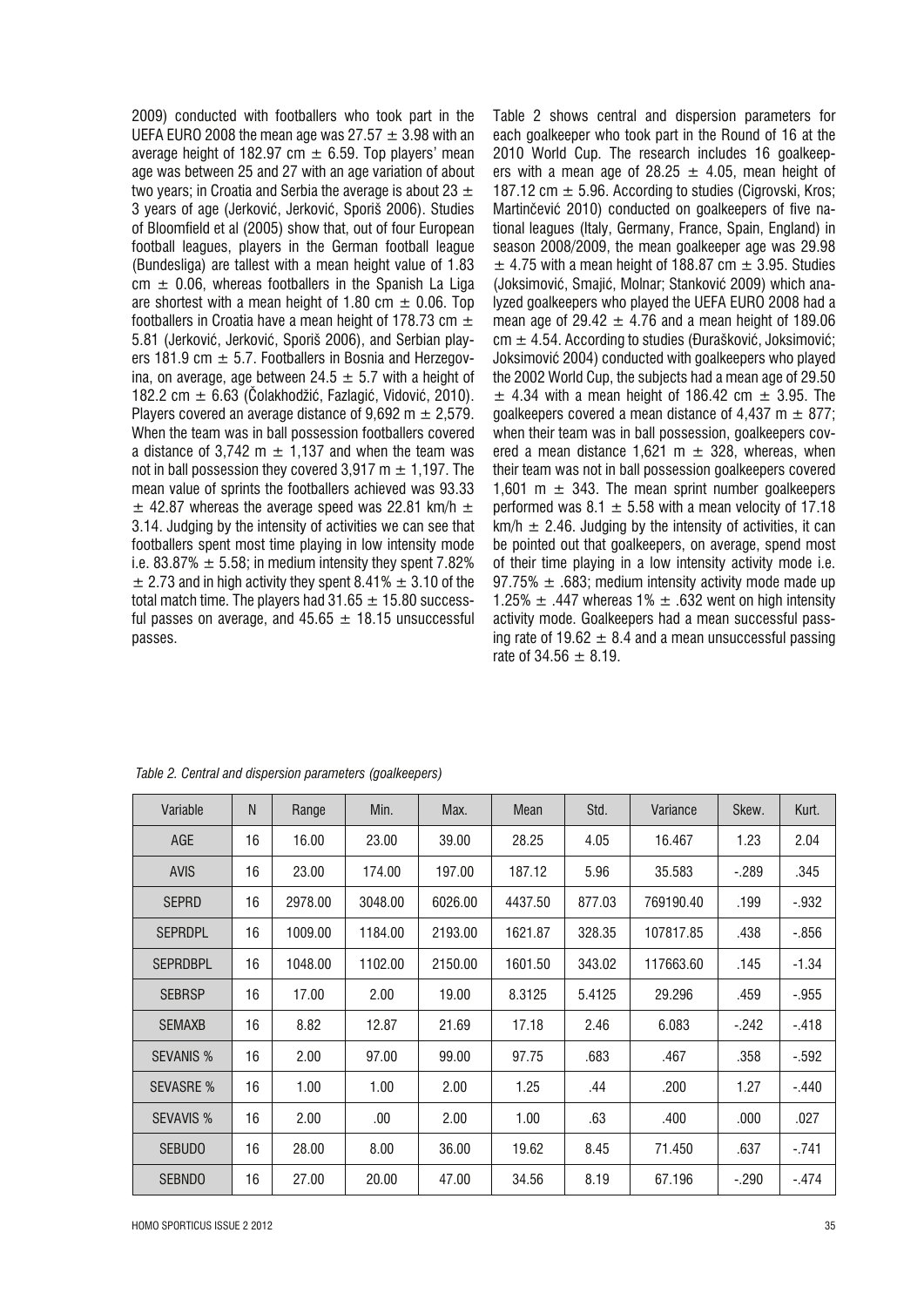2009) conducted with footballers who took part in the UEFA EURO 2008 the mean age was 27.57 ± 3.98 with an average height of 182.97 cm ± 6.59. Top players' mean age was between 25 and 27 with an age variation of about two years; in Croatia and Serbia the average is about 23 ± 3 years of age (Jerković, Jerković, Sporiš 2006). Studies of Bloomfield et al (2005) show that, out of four European football leagues, players in the German football league (Bundesliga) are tallest with a mean height value of 1.83 cm ± 0.06, whereas footballers in the Spanish La Liga are shortest with a mean height of 1.80 cm ± 0.06. Top footballers in Croatia have a mean height of 178.73 cm ± 5.81 (Jerković, Jerković, Sporiš 2006), and Serbian players 181.9 cm ± 5.7. Footballers in Bosnia and Herzegovina, on average, age between 24.5 ± 5.7 with a height of 182.2 cm ± 6.63 (Čolakhodžić, Fazlagić, Vidović, 2010). Players covered an average distance of 9,692 m ± 2,579. When the team was in ball possession footballers covered a distance of 3,742 m ± 1,137 and when the team was not in ball possession they covered 3,917 m ± 1,197. The mean value of sprints the footballers achieved was 93.33 ± 42.87 whereas the average speed was 22.81 km/h ± 3.14. Judging by the intensity of activities we can see that footballers spent most time playing in low intensity mode i.e. 83.87% ± 5.58; in medium intensity they spent 7.82% ± 2.73 and in high activity they spent 8.41% ± 3.10 of the total match time. The players had 31.65 ± 15.80 successful passes on average, and 45.65 ± 18.15 unsuccessful passes.

Table 2 shows central and dispersion parameters for each goalkeeper who took part in the Round of 16 at the 2010 World Cup. The research includes 16 goalkeepers with a mean age of 28.25 ± 4.05, mean height of 187.12 cm ± 5.96. According to studies (Cigrovski, Kros; Martinčević 2010) conducted on goalkeepers of five national leagues (Italy, Germany, France, Spain, England) in season 2008/2009, the mean goalkeeper age was 29.98 ± 4.75 with a mean height of 188.87 cm ± 3.95. Studies (Joksimović, Smajić, Molnar; Stanković 2009) which analyzed goalkeepers who played the UEFA EURO 2008 had a mean age of 29.42 ± 4.76 and a mean height of 189.06 cm ± 4.54. According to studies (Đurašković, Joksimović; Joksimović 2004) conducted with goalkeepers who played the 2002 World Cup, the subjects had a mean age of 29.50 ± 4.34 with a mean height of 186.42 cm ± 3.95. The goalkeepers covered a mean distance of 4,437 m ± 877; when their team was in ball possession, goalkeepers covered a mean distance 1,621 m ± 328, whereas, when their team was not in ball possession goalkeepers covered 1,601 m ± 343. The mean sprint number goalkeepers performed was 8.1 ± 5.58 with a mean velocity of 17.18 km/h ± 2.46. Judging by the intensity of activities, it can be pointed out that goalkeepers, on average, spend most of their time playing in a low intensity activity mode i.e. 97.75% ± .683; medium intensity activity mode made up 1.25% ± .447 whereas 1% ± .632 went on high intensity activity mode. Goalkeepers had a mean successful passing rate of 19.62 ± 8.4 and a mean unsuccessful passing rate of 34.56 ± 8.19.

*Table 2. Central and dispersion parameters (goalkeepers)*

| Variable | N | Range | Min. | Max. | Mean | Std. | Variance | Skew. | Kurt. |
|---|---|---|---|---|---|---|---|---|---|
| AGE | 16 | 16.00 | 23.00 | 39.00 | 28.25 | 4.05 | 16.467 | 1.23 | 2.04 |
| AVIS | 16 | 23.00 | 174.00 | 197.00 | 187.12 | 5.96 | 35.583 | -.289 | .345 |
| SEPRD | 16 | 2978.00 | 3048.00 | 6026.00 | 4437.50 | 877.03 | 769190.40 | .199 | -.932 |
| SEPRDPL | 16 | 1009.00 | 1184.00 | 2193.00 | 1621.87 | 328.35 | 107817.85 | .438 | -.856 |
| SEPRDBPL | 16 | 1048.00 | 1102.00 | 2150.00 | 1601.50 | 343.02 | 117663.60 | .145 | -1.34 |
| SEBRSP | 16 | 17.00 | 2.00 | 19.00 | 8.3125 | 5.4125 | 29.296 | .459 | -.955 |
| SEMAXB | 16 | 8.82 | 12.87 | 21.69 | 17.18 | 2.46 | 6.083 | -.242 | -.418 |
| SEVANIS % | 16 | 2.00 | 97.00 | 99.00 | 97.75 | .683 | .467 | .358 | -.592 |
| SEVASRE % | 16 | 1.00 | 1.00 | 2.00 | 1.25 | .44 | .200 | 1.27 | -.440 |
| SEVAVIS % | 16 | 2.00 | .00 | 2.00 | 1.00 | .63 | .400 | .000 | .027 |
| SEBUDO | 16 | 28.00 | 8.00 | 36.00 | 19.62 | 8.45 | 71.450 | .637 | -.741 |
| SEBNDO | 16 | 27.00 | 20.00 | 47.00 | 34.56 | 8.19 | 67.196 | -.290 | -.474 |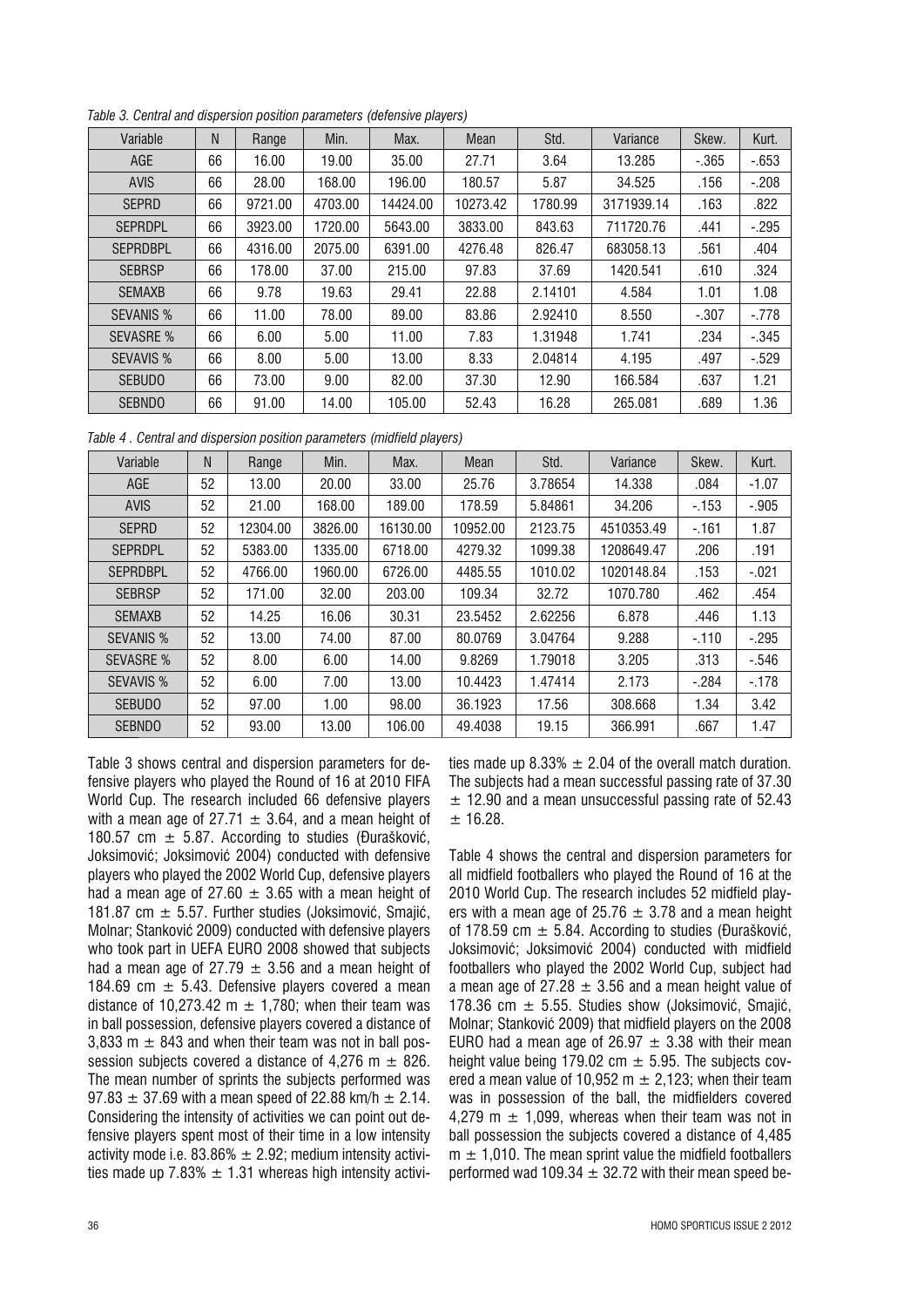*Table 3. Central and dispersion position parameters (defensive players)*

| Variable | N | Range | Min. | Max. | Mean | Std. | Variance | Skew. | Kurt. |
|---|---|---|---|---|---|---|---|---|---|
| AGE | 66 | 16.00 | 19.00 | 35.00 | 27.71 | 3.64 | 13.285 | -.365 | -.653 |
| AVIS | 66 | 28.00 | 168.00 | 196.00 | 180.57 | 5.87 | 34.525 | .156 | -.208 |
| SEPRD | 66 | 9721.00 | 4703.00 | 14424.00 | 10273.42 | 1780.99 | 3171939.14 | .163 | .822 |
| SEPRDPL | 66 | 3923.00 | 1720.00 | 5643.00 | 3833.00 | 843.63 | 711720.76 | .441 | -.295 |
| SEPRDBPL | 66 | 4316.00 | 2075.00 | 6391.00 | 4276.48 | 826.47 | 683058.13 | .561 | .404 |
| SEBRSP | 66 | 178.00 | 37.00 | 215.00 | 97.83 | 37.69 | 1420.541 | .610 | .324 |
| SEMAXB | 66 | 9.78 | 19.63 | 29.41 | 22.88 | 2.14101 | 4.584 | 1.01 | 1.08 |
| SEVANIS % | 66 | 11.00 | 78.00 | 89.00 | 83.86 | 2.92410 | 8.550 | -.307 | -.778 |
| SEVASRE % | 66 | 6.00 | 5.00 | 11.00 | 7.83 | 1.31948 | 1.741 | .234 | -.345 |
| SEVAVIS % | 66 | 8.00 | 5.00 | 13.00 | 8.33 | 2.04814 | 4.195 | .497 | -.529 |
| SEBUDO | 66 | 73.00 | 9.00 | 82.00 | 37.30 | 12.90 | 166.584 | .637 | 1.21 |
| SEBNDO | 66 | 91.00 | 14.00 | 105.00 | 52.43 | 16.28 | 265.081 | .689 | 1.36 |

*Table 4 . Central and dispersion position parameters (midfield players)*

| Variable | N | Range | Min. | Max. | Mean | Std. | Variance | Skew. | Kurt. |
|---|---|---|---|---|---|---|---|---|---|
| AGE | 52 | 13.00 | 20.00 | 33.00 | 25.76 | 3.78654 | 14.338 | .084 | -1.07 |
| AVIS | 52 | 21.00 | 168.00 | 189.00 | 178.59 | 5.84861 | 34.206 | -.153 | -.905 |
| SEPRD | 52 | 12304.00 | 3826.00 | 16130.00 | 10952.00 | 2123.75 | 4510353.49 | -.161 | 1.87 |
| SEPRDPL | 52 | 5383.00 | 1335.00 | 6718.00 | 4279.32 | 1099.38 | 1208649.47 | .206 | .191 |
| SEPRDBPL | 52 | 4766.00 | 1960.00 | 6726.00 | 4485.55 | 1010.02 | 1020148.84 | .153 | -.021 |
| SEBRSP | 52 | 171.00 | 32.00 | 203.00 | 109.34 | 32.72 | 1070.780 | .462 | .454 |
| SEMAXB | 52 | 14.25 | 16.06 | 30.31 | 23.5452 | 2.62256 | 6.878 | .446 | 1.13 |
| SEVANIS % | 52 | 13.00 | 74.00 | 87.00 | 80.0769 | 3.04764 | 9.288 | -.110 | -.295 |
| SEVASRE % | 52 | 8.00 | 6.00 | 14.00 | 9.8269 | 1.79018 | 3.205 | .313 | -.546 |
| SEVAVIS % | 52 | 6.00 | 7.00 | 13.00 | 10.4423 | 1.47414 | 2.173 | -.284 | -.178 |
| SEBUDO | 52 | 97.00 | 1.00 | 98.00 | 36.1923 | 17.56 | 308.668 | 1.34 | 3.42 |
| SEBNDO | 52 | 93.00 | 13.00 | 106.00 | 49.4038 | 19.15 | 366.991 | .667 | 1.47 |

Table 3 shows central and dispersion parameters for defensive players who played the Round of 16 at 2010 FIFA World Cup. The research included 66 defensive players with a mean age of 27.71 ± 3.64, and a mean height of 180.57 cm ± 5.87. According to studies (Đurašković, Joksimović; Joksimović 2004) conducted with defensive players who played the 2002 World Cup, defensive players had a mean age of 27.60 ± 3.65 with a mean height of 181.87 cm ± 5.57. Further studies (Joksimović, Smajić, Molnar; Stanković 2009) conducted with defensive players who took part in UEFA EURO 2008 showed that subjects had a mean age of 27.79 ± 3.56 and a mean height of 184.69 cm ± 5.43. Defensive players covered a mean distance of 10,273.42 m ± 1,780; when their team was in ball possession, defensive players covered a distance of 3,833 m ± 843 and when their team was not in ball possession subjects covered a distance of 4,276 m ± 826. The mean number of sprints the subjects performed was 97.83 ± 37.69 with a mean speed of 22.88 km/h ± 2.14. Considering the intensity of activities we can point out defensive players spent most of their time in a low intensity activity mode i.e. 83.86% ± 2.92; medium intensity activities made up 7.83% ± 1.31 whereas high intensity activities made up 8.33% ± 2.04 of the overall match duration. The subjects had a mean successful passing rate of 37.30 ± 12.90 and a mean unsuccessful passing rate of 52.43 ± 16.28.

Table 4 shows the central and dispersion parameters for all midfield footballers who played the Round of 16 at the 2010 World Cup. The research includes 52 midfield players with a mean age of 25.76 ± 3.78 and a mean height of 178.59 cm ± 5.84. According to studies (Đurašković, Joksimović; Joksimović 2004) conducted with midfield footballers who played the 2002 World Cup, subject had a mean age of 27.28 ± 3.56 and a mean height value of 178.36 cm ± 5.55. Studies show (Joksimović, Smajić, Molnar; Stanković 2009) that midfield players on the 2008 EURO had a mean age of 26.97 ± 3.38 with their mean height value being 179.02 cm ± 5.95. The subjects covered a mean value of 10,952 m ± 2,123; when their team was in possession of the ball, the midfielders covered 4,279 m ± 1,099, whereas when their team was not in ball possession the subjects covered a distance of 4,485 m ± 1,010. The mean sprint value the midfield footballers performed wad 109.34 ± 32.72 with their mean speed be-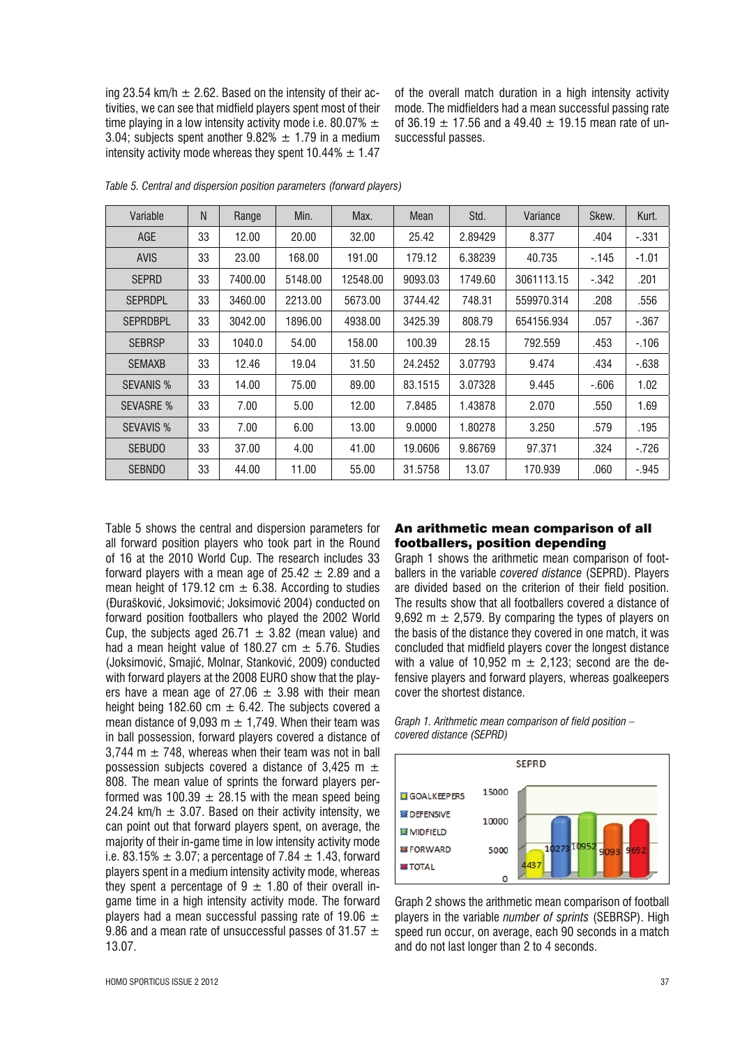ing 23.54 km/h ± 2.62. Based on the intensity of their activities, we can see that midfield players spent most of their time playing in a low intensity activity mode i.e. 80.07% ± 3.04; subjects spent another 9.82% ± 1.79 in a medium intensity activity mode whereas they spent 10.44% ± 1.47 of the overall match duration in a high intensity activity mode. The midfielders had a mean successful passing rate of 36.19 ± 17.56 and a 49.40 ± 19.15 mean rate of unsuccessful passes.

*Table 5. Central and dispersion position parameters (forward players)*

| Variable | N | Range | Min. | Max. | Mean | Std. | Variance | Skew. | Kurt. |
|---|---|---|---|---|---|---|---|---|---|
| AGE | 33 | 12.00 | 20.00 | 32.00 | 25.42 | 2.89429 | 8.377 | .404 | -.331 |
| AVIS | 33 | 23.00 | 168.00 | 191.00 | 179.12 | 6.38239 | 40.735 | -.145 | -1.01 |
| SEPRD | 33 | 7400.00 | 5148.00 | 12548.00 | 9093.03 | 1749.60 | 3061113.15 | -.342 | .201 |
| SEPRDPL | 33 | 3460.00 | 2213.00 | 5673.00 | 3744.42 | 748.31 | 559970.314 | .208 | .556 |
| SEPRDBPL | 33 | 3042.00 | 1896.00 | 4938.00 | 3425.39 | 808.79 | 654156.934 | .057 | -.367 |
| SEBRSP | 33 | 1040.0 | 54.00 | 158.00 | 100.39 | 28.15 | 792.559 | .453 | -.106 |
| SEMAXB | 33 | 12.46 | 19.04 | 31.50 | 24.2452 | 3.07793 | 9.474 | .434 | -.638 |
| SEVANIS % | 33 | 14.00 | 75.00 | 89.00 | 83.1515 | 3.07328 | 9.445 | -.606 | 1.02 |
| SEVASRE % | 33 | 7.00 | 5.00 | 12.00 | 7.8485 | 1.43878 | 2.070 | .550 | 1.69 |
| SEVAVIS % | 33 | 7.00 | 6.00 | 13.00 | 9.0000 | 1.80278 | 3.250 | .579 | .195 |
| SEBUDO | 33 | 37.00 | 4.00 | 41.00 | 19.0606 | 9.86769 | 97.371 | .324 | -.726 |
| SEBNDO | 33 | 44.00 | 11.00 | 55.00 | 31.5758 | 13.07 | 170.939 | .060 | -.945 |

Table 5 shows the central and dispersion parameters for all forward position players who took part in the Round of 16 at the 2010 World Cup. The research includes 33 forward players with a mean age of 25.42 ± 2.89 and a mean height of 179.12 cm ± 6.38. According to studies (Đurašković, Joksimović; Joksimović 2004) conducted on forward position footballers who played the 2002 World Cup, the subjects aged 26.71 ± 3.82 (mean value) and had a mean height value of 180.27 cm ± 5.76. Studies (Joksimović, Smajić, Molnar, Stanković, 2009) conducted with forward players at the 2008 EURO show that the players have a mean age of 27.06 ± 3.98 with their mean height being 182.60 cm ± 6.42. The subjects covered a mean distance of 9,093 m ± 1,749. When their team was in ball possession, forward players covered a distance of 3,744 m ± 748, whereas when their team was not in ball possession subjects covered a distance of 3,425 m ± 808. The mean value of sprints the forward players performed was 100.39 ± 28.15 with the mean speed being 24.24 km/h ± 3.07. Based on their activity intensity, we can point out that forward players spent, on average, the majority of their in-game time in low intensity activity mode i.e. 83.15% ± 3.07; a percentage of 7.84 ± 1.43, forward players spent in a medium intensity activity mode, whereas they spent a percentage of 9 ± 1.80 of their overall ingame time in a high intensity activity mode. The forward players had a mean successful passing rate of 19.06 ± 9.86 and a mean rate of unsuccessful passes of 31.57 ± 13.07.

## An arithmetic mean comparison of all footballers, position depending

Graph 1 shows the arithmetic mean comparison of footballers in the variable *covered distance* (SEPRD). Players are divided based on the criterion of their field position. The results show that all footballers covered a distance of 9,692 m ± 2,579. By comparing the types of players on the basis of the distance they covered in one match, it was concluded that midfield players cover the longest distance with a value of 10,952 m ± 2,123; second are the defensive players and forward players, whereas goalkeepers cover the shortest distance.

*Graph 1. Arithmetic mean comparison of field position – covered distance (SEPRD)*

Graph 2 shows the arithmetic mean comparison of football players in the variable *number of sprints* (SEBRSP). High speed run occur, on average, each 90 seconds in a match and do not last longer than 2 to 4 seconds.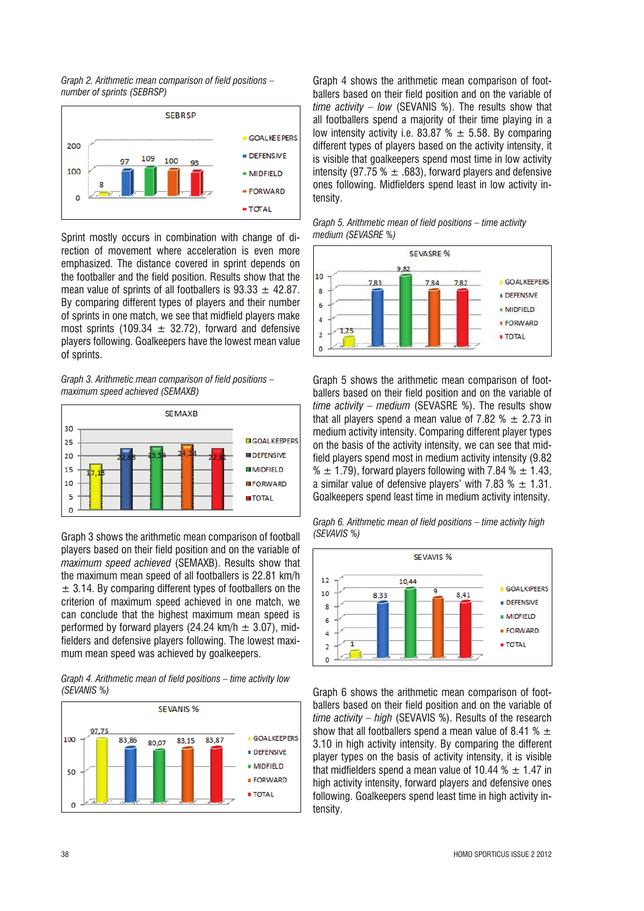*Graph 2. Arithmetic mean comparison of field positions – number of sprints (SEBRSP)*

Sprint mostly occurs in combination with change of direction of movement where acceleration is even more emphasized. The distance covered in sprint depends on the footballer and the field position. Results show that the mean value of sprints of all footballers is 93.33 ± 42.87. By comparing different types of players and their number of sprints in one match, we see that midfield players make most sprints (109.34 ± 32.72), forward and defensive players following. Goalkeepers have the lowest mean value of sprints.

*Graph 3. Arithmetic mean comparison of field positions – maximum speed achieved (SEMAXB)*

Graph 3 shows the arithmetic mean comparison of football players based on their field position and on the variable of *maximum speed achieved* (SEMAXB). Results show that the maximum mean speed of all footballers is 22.81 km/h ± 3.14. By comparing different types of footballers on the criterion of maximum speed achieved in one match, we can conclude that the highest maximum mean speed is performed by forward players (24.24 km/h ± 3.07), midfielders and defensive players following. The lowest maximum mean speed was achieved by goalkeepers.

*Graph 4. Arithmetic mean of field positions – time activity low (SEVANIS %)*

Graph 4 shows the arithmetic mean comparison of footballers based on their field position and on the variable of *time activity – low* (SEVANIS %). The results show that all footballers spend a majority of their time playing in a low intensity activity i.e. 83.87 % ± 5.58. By comparing different types of players based on the activity intensity, it is visible that goalkeepers spend most time in low activity intensity (97.75 % ± .683), forward players and defensive ones following. Midfielders spend least in low activity intensity.

*Graph 5. Arithmetic mean of field positions – time activity medium (SEVASRE %)*

Graph 5 shows the arithmetic mean comparison of footballers based on their field position and on the variable of *time activity – medium* (SEVASRE %). The results show that all players spend a mean value of 7.82 % ± 2.73 in medium activity intensity. Comparing different player types on the basis of the activity intensity, we can see that midfield players spend most in medium activity intensity (9.82 % ± 1.79), forward players following with 7.84 % ± 1.43, a similar value of defensive players' with 7.83 % ± 1.31. Goalkeepers spend least time in medium activity intensity.

*Graph 6. Arithmetic mean of field positions – time activity high (SEVAVIS %)*

Graph 6 shows the arithmetic mean comparison of footballers based on their field position and on the variable of *time activity – high* (SEVAVIS %). Results of the research show that all footballers spend a mean value of 8.41 % ± 3.10 in high activity intensity. By comparing the different player types on the basis of activity intensity, it is visible that midfielders spend a mean value of 10.44 % ± 1.47 in high activity intensity, forward players and defensive ones following. Goalkeepers spend least time in high activity intensity.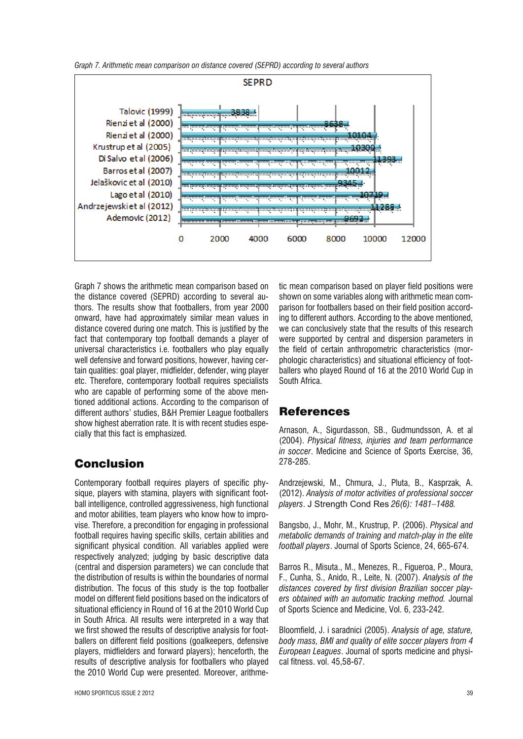*Graph 7. Arithmetic mean comparison on distance covered (SEPRD) according to several authors*

**SEPRD**

| Author | SEPRD |
|---|---|
| Talovic (1999) | 3838 |
| Rienzi et al (2000) | 8638 |
| Rienzi et al (2000) | 10104 |
| Krustrup et al (2005) | 10300 |
| Di Salvo et al (2006) | 11393 |
| Barros et al (2007) | 10012 |
| Jelašković et al (2010) | 9345 |
| Lago et al (2010) | 10719 |
| Andrzejewski et al (2012) | 11288 |
| Ademovic (2012) | 9692 |

Graph 7 shows the arithmetic mean comparison based on the distance covered (SEPRD) according to several authors. The results show that footballers, from year 2000 onward, have had approximately similar mean values in distance covered during one match. This is justified by the fact that contemporary top football demands a player of universal characteristics i.e. footballers who play equally well defensive and forward positions, however, having certain qualities: goal player, midfielder, defender, wing player etc. Therefore, contemporary football requires specialists who are capable of performing some of the above mentioned additional actions. According to the comparison of different authors' studies, B&H Premier League footballers show highest aberration rate. It is with recent studies especially that this fact is emphasized.

## Conclusion

Contemporary football requires players of specific physique, players with stamina, players with significant football intelligence, controlled aggressiveness, high functional and motor abilities, team players who know how to improvise. Therefore, a precondition for engaging in professional football requires having specific skills, certain abilities and significant physical condition. All variables applied were respectively analyzed; judging by basic descriptive data (central and dispersion parameters) we can conclude that the distribution of results is within the boundaries of normal distribution. The focus of this study is the top footballer model on different field positions based on the indicators of situational efficiency in Round of 16 at the 2010 World Cup in South Africa. All results were interpreted in a way that we first showed the results of descriptive analysis for footballers on different field positions (goalkeepers, defensive players, midfielders and forward players); henceforth, the results of descriptive analysis for footballers who played the 2010 World Cup were presented. Moreover, arithmetic mean comparison based on player field positions were shown on some variables along with arithmetic mean comparison for footballers based on their field position according to different authors. According to the above mentioned, we can conclusively state that the results of this research were supported by central and dispersion parameters in the field of certain anthropometric characteristics (morphologic characteristics) and situational efficiency of footballers who played Round of 16 at the 2010 World Cup in South Africa.

## References

Arnason, A., Sigurdasson, SB., Gudmundsson, A. et al (2004). *Physical fitness, injuries and team performance in soccer*. Medicine and Science of Sports Exercise, 36, 278-285.

Andrzejewski, M., Chmura, J., Pluta, B., Kasprzak, A. (2012). *Analysis of motor activities of professional soccer players*. J Strength Cond Res *26(6): 1481–1488*.

Bangsbo, J., Mohr, M., Krustrup, P. (2006). *Physical and metabolic demands of training and match-play in the elite football players*. Journal of Sports Science, 24, 665-674.

Barros R., Misuta., M., Menezes, R., Figueroa, P., Moura, F., Cunha, S., Anido, R., Leite, N. (2007). *Analysis of the distances covered by first division Brazilian soccer players obtained with an automatic tracking method.* Journal of Sports Science and Medicine, Vol. 6, 233-242.

Bloomfield, J. i saradnici (2005). *Analysis of age, stature, body mass, BMI and quality of elite soccer players from 4 European Leagues*. Journal of sports medicine and physical fitness. vol. 45,58-67.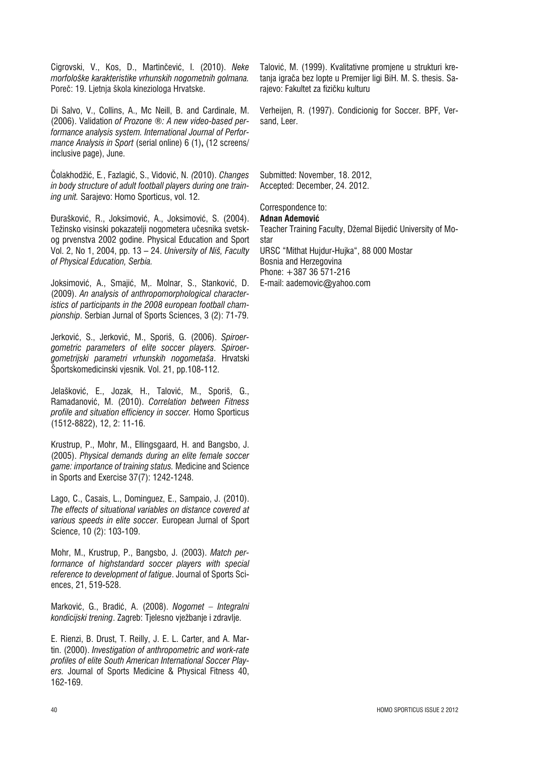Cigrovski, V., Kos, D., Martinčević, I. (2010). *Neke morfološke karakteristike vrhunskih nogometnih golmana.* Poreč: 19. Ljetnja škola kineziologa Hrvatske.

Di Salvo, V., Collins, A., Mc Neill, B. and Cardinale, M. (2006). Validation *of Prozone ®: A new video-based performance analysis system. International Journal of Performance Analysis in Sport* (serial online) 6 (1)**,** (12 screens/ inclusive page), June.

Čolakhodžić, E., Fazlagić, S., Vidović, N. *(*2010). *Changes in body structure of adult football players during one training unit.* Sarajevo: Homo Sporticus, vol. 12.

Đurašković, R., Joksimović, A., Joksimović, S. (2004). Težinsko visinski pokazatelji nogometera učesnika svetskog prvenstva 2002 godine. Physical Education and Sport Vol. 2, No 1, 2004, pp. 13 – 24. *University of Niš, Faculty of Physical Education, Serbia.*

Joksimović, A., Smajić, M,. Molnar, S., Stanković, D. (2009). *An analysis of anthropomorphological characteristics of participants in the 2008 european football championship*. Serbian Journal of Sports Sciences, 3 (2): 71-79.

Jerković, S., Jerković, M., Sporiš, G. (2006). *Spiroergometric parameters of elite soccer players. Spiroergometrijski parametri vrhunskih nogometaša*. Hrvatski Športskomedicinski vjesnik. Vol. 21, pp.108-112.

Jelašković, E., Jozak, H., Talović, M., Sporiš, G., Ramadanović, M. (2010). *Correlation between Fitness profile and situation efficiency in soccer.* Homo Sporticus (1512-8822), 12, 2: 11-16.

Krustrup, P., Mohr, M., Ellingsgaard, H. and Bangsbo, J. (2005). *Physical demands during an elite female soccer game: importance of training status.* Medicine and Science in Sports and Exercise 37(7): 1242-1248.

Lago, C., Casais, L., Dominguez, E., Sampaio, J. (2010). *The effects of situational variables on distance covered at various speeds in elite soccer.* European Jurnal of Sport Science, 10 (2): 103-109.

Mohr, M., Krustrup, P., Bangsbo, J. (2003). *Match performance of highstandard soccer players with special reference to development of fatigue*. Journal of Sports Sciences, 21, 519-528.

Marković, G., Bradić, A. (2008). *Nogomet – Integralni kondicijski trening*. Zagreb: Tjelesno vježbanje i zdravlje.

E. Rienzi, B. Drust, T. Reilly, J. E. L. Carter, and A. Martin. (2000). *Investigation of anthropometric and work-rate profiles of elite South American International Soccer Players.* Journal of Sports Medicine & Physical Fitness 40, 162-169.

Talović, M. (1999). Kvalitativne promjene u strukturi kretanja igrača bez lopte u Premijer ligi BiH. M. S. thesis. Sarajevo: Fakultet za fizičku kulturu

Verheijen, R. (1997). Condicionig for Soccer. BPF, Versand, Leer.

Submitted: November, 18. 2012,
Accepted: December, 24. 2012.

Correspondence to:
**Adnan Ademović**
Teacher Training Faculty, Džemal Bijedić University of Mostar
URSC "Mithat Hujdur-Hujka", 88 000 Mostar
Bosnia and Herzegovina
Phone: +387 36 571-216
E-mail: aademovic@yahoo.com